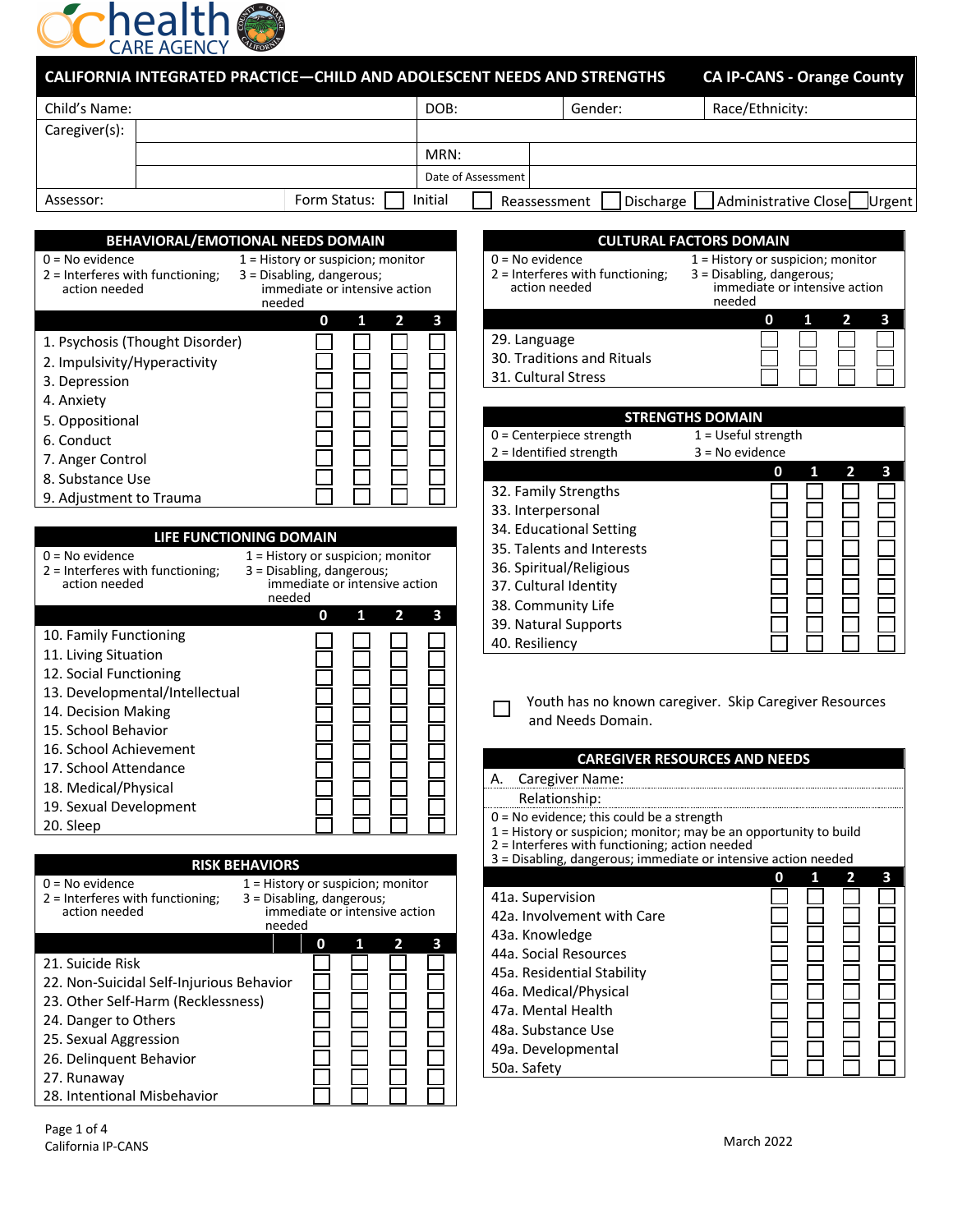health CARE AGENCY

# CALIFORNIA INTEGRATED PRACTICE—CHILD AND ADOLESCENT NEEDS AND STRENGTHS

**CA IP-CANS - Orange County**

| Child's Name: | | DOB: | Gender: | Race/Ethnicity: |
|---|---|---|---|---|
| Caregiver(s): | | | | |
| | | MRN: | | |
| | | Date of Assessment | | |

Assessor: Form Status: ☐ Initial ☐ Reassessment ☐ Discharge ☐ Administrative Close ☐ Urgent

## BEHAVIORAL/EMOTIONAL NEEDS DOMAIN

0 = No evidence
1 = History or suspicion; monitor
2 = Interferes with functioning; action needed
3 = Disabling, dangerous; immediate or intensive action needed

| | 0 | 1 | 2 | 3 |
|---|---|---|---|---|
| 1. Psychosis (Thought Disorder) | ☐ | ☐ | ☐ | ☐ |
| 2. Impulsivity/Hyperactivity | ☐ | ☐ | ☐ | ☐ |
| 3. Depression | ☐ | ☐ | ☐ | ☐ |
| 4. Anxiety | ☐ | ☐ | ☐ | ☐ |
| 5. Oppositional | ☐ | ☐ | ☐ | ☐ |
| 6. Conduct | ☐ | ☐ | ☐ | ☐ |
| 7. Anger Control | ☐ | ☐ | ☐ | ☐ |
| 8. Substance Use | ☐ | ☐ | ☐ | ☐ |
| 9. Adjustment to Trauma | ☐ | ☐ | ☐ | ☐ |

## LIFE FUNCTIONING DOMAIN

0 = No evidence
1 = History or suspicion; monitor
2 = Interferes with functioning; action needed
3 = Disabling, dangerous; immediate or intensive action needed

| | 0 | 1 | 2 | 3 |
|---|---|---|---|---|
| 10. Family Functioning | ☐ | ☐ | ☐ | ☐ |
| 11. Living Situation | ☐ | ☐ | ☐ | ☐ |
| 12. Social Functioning | ☐ | ☐ | ☐ | ☐ |
| 13. Developmental/Intellectual | ☐ | ☐ | ☐ | ☐ |
| 14. Decision Making | ☐ | ☐ | ☐ | ☐ |
| 15. School Behavior | ☐ | ☐ | ☐ | ☐ |
| 16. School Achievement | ☐ | ☐ | ☐ | ☐ |
| 17. School Attendance | ☐ | ☐ | ☐ | ☐ |
| 18. Medical/Physical | ☐ | ☐ | ☐ | ☐ |
| 19. Sexual Development | ☐ | ☐ | ☐ | ☐ |
| 20. Sleep | ☐ | ☐ | ☐ | ☐ |

## RISK BEHAVIORS

0 = No evidence
1 = History or suspicion; monitor
2 = Interferes with functioning; action needed
3 = Disabling, dangerous; immediate or intensive action needed

| | 0 | 1 | 2 | 3 |
|---|---|---|---|---|
| 21. Suicide Risk | ☐ | ☐ | ☐ | ☐ |
| 22. Non-Suicidal Self-Injurious Behavior | ☐ | ☐ | ☐ | ☐ |
| 23. Other Self-Harm (Recklessness) | ☐ | ☐ | ☐ | ☐ |
| 24. Danger to Others | ☐ | ☐ | ☐ | ☐ |
| 25. Sexual Aggression | ☐ | ☐ | ☐ | ☐ |
| 26. Delinquent Behavior | ☐ | ☐ | ☐ | ☐ |
| 27. Runaway | ☐ | ☐ | ☐ | ☐ |
| 28. Intentional Misbehavior | ☐ | ☐ | ☐ | ☐ |

## CULTURAL FACTORS DOMAIN

0 = No evidence
1 = History or suspicion; monitor
2 = Interferes with functioning; action needed
3 = Disabling, dangerous; immediate or intensive action needed

| | 0 | 1 | 2 | 3 |
|---|---|---|---|---|
| 29. Language | ☐ | ☐ | ☐ | ☐ |
| 30. Traditions and Rituals | ☐ | ☐ | ☐ | ☐ |
| 31. Cultural Stress | ☐ | ☐ | ☐ | ☐ |

## STRENGTHS DOMAIN

0 = Centerpiece strength
1 = Useful strength
2 = Identified strength
3 = No evidence

| | 0 | 1 | 2 | 3 |
|---|---|---|---|---|
| 32. Family Strengths | ☐ | ☐ | ☐ | ☐ |
| 33. Interpersonal | ☐ | ☐ | ☐ | ☐ |
| 34. Educational Setting | ☐ | ☐ | ☐ | ☐ |
| 35. Talents and Interests | ☐ | ☐ | ☐ | ☐ |
| 36. Spiritual/Religious | ☐ | ☐ | ☐ | ☐ |
| 37. Cultural Identity | ☐ | ☐ | ☐ | ☐ |
| 38. Community Life | ☐ | ☐ | ☐ | ☐ |
| 39. Natural Supports | ☐ | ☐ | ☐ | ☐ |
| 40. Resiliency | ☐ | ☐ | ☐ | ☐ |

☐ Youth has no known caregiver. Skip Caregiver Resources and Needs Domain.

## CAREGIVER RESOURCES AND NEEDS

A. Caregiver Name:

Relationship:

0 = No evidence; this could be a strength
1 = History or suspicion; monitor; may be an opportunity to build
2 = Interferes with functioning; action needed
3 = Disabling, dangerous; immediate or intensive action needed

| | 0 | 1 | 2 | 3 |
|---|---|---|---|---|
| 41a. Supervision | ☐ | ☐ | ☐ | ☐ |
| 42a. Involvement with Care | ☐ | ☐ | ☐ | ☐ |
| 43a. Knowledge | ☐ | ☐ | ☐ | ☐ |
| 44a. Social Resources | ☐ | ☐ | ☐ | ☐ |
| 45a. Residential Stability | ☐ | ☐ | ☐ | ☐ |
| 46a. Medical/Physical | ☐ | ☐ | ☐ | ☐ |
| 47a. Mental Health | ☐ | ☐ | ☐ | ☐ |
| 48a. Substance Use | ☐ | ☐ | ☐ | ☐ |
| 49a. Developmental | ☐ | ☐ | ☐ | ☐ |
| 50a. Safety | ☐ | ☐ | ☐ | ☐ |

California IP-CANS

March 2022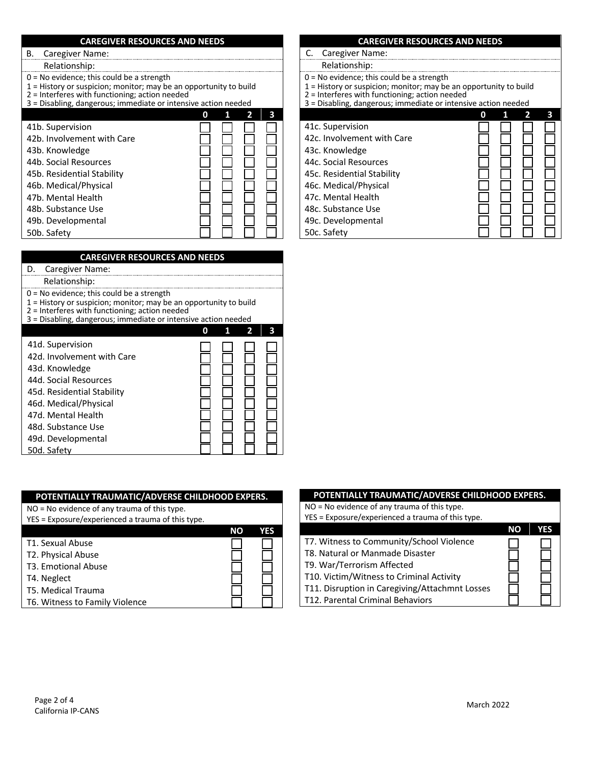## CAREGIVER RESOURCES AND NEEDS

B. Caregiver Name:

Relationship:

0 = No evidence; this could be a strength
1 = History or suspicion; monitor; may be an opportunity to build
2 = Interferes with functioning; action needed
3 = Disabling, dangerous; immediate or intensive action needed

| | 0 | 1 | 2 | 3 |
|---|---|---|---|---|
| 41b. Supervision | ☐ | ☐ | ☐ | ☐ |
| 42b. Involvement with Care | ☐ | ☐ | ☐ | ☐ |
| 43b. Knowledge | ☐ | ☐ | ☐ | ☐ |
| 44b. Social Resources | ☐ | ☐ | ☐ | ☐ |
| 45b. Residential Stability | ☐ | ☐ | ☐ | ☐ |
| 46b. Medical/Physical | ☐ | ☐ | ☐ | ☐ |
| 47b. Mental Health | ☐ | ☐ | ☐ | ☐ |
| 48b. Substance Use | ☐ | ☐ | ☐ | ☐ |
| 49b. Developmental | ☐ | ☐ | ☐ | ☐ |
| 50b. Safety | ☐ | ☐ | ☐ | ☐ |

## CAREGIVER RESOURCES AND NEEDS

C. Caregiver Name:

Relationship:

0 = No evidence; this could be a strength
1 = History or suspicion; monitor; may be an opportunity to build
2 = Interferes with functioning; action needed
3 = Disabling, dangerous; immediate or intensive action needed

| | 0 | 1 | 2 | 3 |
|---|---|---|---|---|
| 41c. Supervision | ☐ | ☐ | ☐ | ☐ |
| 42c. Involvement with Care | ☐ | ☐ | ☐ | ☐ |
| 43c. Knowledge | ☐ | ☐ | ☐ | ☐ |
| 44c. Social Resources | ☐ | ☐ | ☐ | ☐ |
| 45c. Residential Stability | ☐ | ☐ | ☐ | ☐ |
| 46c. Medical/Physical | ☐ | ☐ | ☐ | ☐ |
| 47c. Mental Health | ☐ | ☐ | ☐ | ☐ |
| 48c. Substance Use | ☐ | ☐ | ☐ | ☐ |
| 49c. Developmental | ☐ | ☐ | ☐ | ☐ |
| 50c. Safety | ☐ | ☐ | ☐ | ☐ |

## CAREGIVER RESOURCES AND NEEDS

D. Caregiver Name:

Relationship:

0 = No evidence; this could be a strength
1 = History or suspicion; monitor; may be an opportunity to build
2 = Interferes with functioning; action needed
3 = Disabling, dangerous; immediate or intensive action needed

| | 0 | 1 | 2 | 3 |
|---|---|---|---|---|
| 41d. Supervision | ☐ | ☐ | ☐ | ☐ |
| 42d. Involvement with Care | ☐ | ☐ | ☐ | ☐ |
| 43d. Knowledge | ☐ | ☐ | ☐ | ☐ |
| 44d. Social Resources | ☐ | ☐ | ☐ | ☐ |
| 45d. Residential Stability | ☐ | ☐ | ☐ | ☐ |
| 46d. Medical/Physical | ☐ | ☐ | ☐ | ☐ |
| 47d. Mental Health | ☐ | ☐ | ☐ | ☐ |
| 48d. Substance Use | ☐ | ☐ | ☐ | ☐ |
| 49d. Developmental | ☐ | ☐ | ☐ | ☐ |
| 50d. Safety | ☐ | ☐ | ☐ | ☐ |

## POTENTIALLY TRAUMATIC/ADVERSE CHILDHOOD EXPERS.

NO = No evidence of any trauma of this type.
YES = Exposure/experienced a trauma of this type.

| | NO | YES |
|---|---|---|
| T1. Sexual Abuse | ☐ | ☐ |
| T2. Physical Abuse | ☐ | ☐ |
| T3. Emotional Abuse | ☐ | ☐ |
| T4. Neglect | ☐ | ☐ |
| T5. Medical Trauma | ☐ | ☐ |
| T6. Witness to Family Violence | ☐ | ☐ |
| T7. Witness to Community/School Violence | ☐ | ☐ |
| T8. Natural or Manmade Disaster | ☐ | ☐ |
| T9. War/Terrorism Affected | ☐ | ☐ |
| T10. Victim/Witness to Criminal Activity | ☐ | ☐ |
| T11. Disruption in Caregiving/Attachmnt Losses | ☐ | ☐ |
| T12. Parental Criminal Behaviors | ☐ | ☐ |

California IP-CANS

March 2022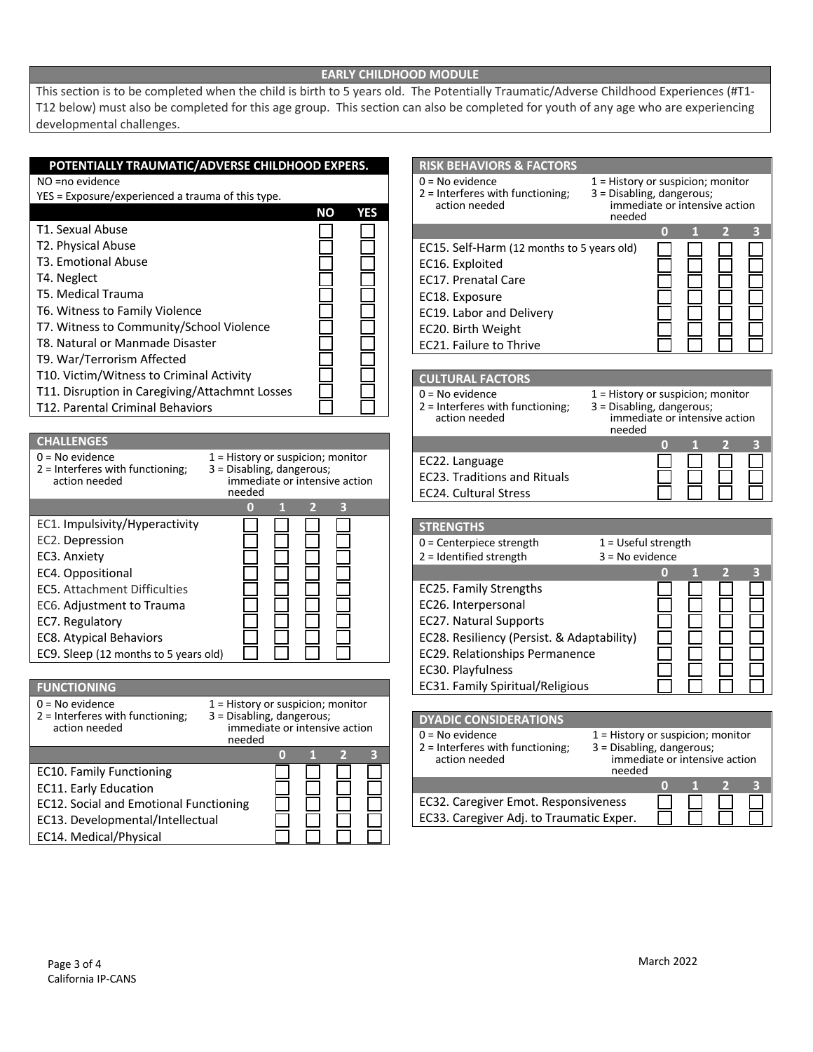## EARLY CHILDHOOD MODULE

This section is to be completed when the child is birth to 5 years old. The Potentially Traumatic/Adverse Childhood Experiences (#T1-T12 below) must also be completed for this age group. This section can also be completed for youth of any age who are experiencing developmental challenges.

### POTENTIALLY TRAUMATIC/ADVERSE CHILDHOOD EXPERS.

NO =no evidence
YES = Exposure/experienced a trauma of this type.

| | NO | YES |
|---|---|---|
| T1. Sexual Abuse | ☐ | ☐ |
| T2. Physical Abuse | ☐ | ☐ |
| T3. Emotional Abuse | ☐ | ☐ |
| T4. Neglect | ☐ | ☐ |
| T5. Medical Trauma | ☐ | ☐ |
| T6. Witness to Family Violence | ☐ | ☐ |
| T7. Witness to Community/School Violence | ☐ | ☐ |
| T8. Natural or Manmade Disaster | ☐ | ☐ |
| T9. War/Terrorism Affected | ☐ | ☐ |
| T10. Victim/Witness to Criminal Activity | ☐ | ☐ |
| T11. Disruption in Caregiving/Attachmnt Losses | ☐ | ☐ |
| T12. Parental Criminal Behaviors | ☐ | ☐ |

### CHALLENGES

0 = No evidence
1 = History or suspicion; monitor
2 = Interferes with functioning; action needed
3 = Disabling, dangerous; immediate or intensive action needed

| | 0 | 1 | 2 | 3 |
|---|---|---|---|---|
| EC1. Impulsivity/Hyperactivity | ☐ | ☐ | ☐ | ☐ |
| EC2. Depression | ☐ | ☐ | ☐ | ☐ |
| EC3. Anxiety | ☐ | ☐ | ☐ | ☐ |
| EC4. Oppositional | ☐ | ☐ | ☐ | ☐ |
| EC5. Attachment Difficulties | ☐ | ☐ | ☐ | ☐ |
| EC6. Adjustment to Trauma | ☐ | ☐ | ☐ | ☐ |
| EC7. Regulatory | ☐ | ☐ | ☐ | ☐ |
| EC8. Atypical Behaviors | ☐ | ☐ | ☐ | ☐ |
| EC9. Sleep (12 months to 5 years old) | ☐ | ☐ | ☐ | ☐ |

### FUNCTIONING

0 = No evidence
1 = History or suspicion; monitor
2 = Interferes with functioning; action needed
3 = Disabling, dangerous; immediate or intensive action needed

| | 0 | 1 | 2 | 3 |
|---|---|---|---|---|
| EC10. Family Functioning | ☐ | ☐ | ☐ | ☐ |
| EC11. Early Education | ☐ | ☐ | ☐ | ☐ |
| EC12. Social and Emotional Functioning | ☐ | ☐ | ☐ | ☐ |
| EC13. Developmental/Intellectual | ☐ | ☐ | ☐ | ☐ |
| EC14. Medical/Physical | ☐ | ☐ | ☐ | ☐ |

### RISK BEHAVIORS & FACTORS

0 = No evidence
1 = History or suspicion; monitor
2 = Interferes with functioning; action needed
3 = Disabling, dangerous; immediate or intensive action needed

| | 0 | 1 | 2 | 3 |
|---|---|---|---|---|
| EC15. Self-Harm (12 months to 5 years old) | ☐ | ☐ | ☐ | ☐ |
| EC16. Exploited | ☐ | ☐ | ☐ | ☐ |
| EC17. Prenatal Care | ☐ | ☐ | ☐ | ☐ |
| EC18. Exposure | ☐ | ☐ | ☐ | ☐ |
| EC19. Labor and Delivery | ☐ | ☐ | ☐ | ☐ |
| EC20. Birth Weight | ☐ | ☐ | ☐ | ☐ |
| EC21. Failure to Thrive | ☐ | ☐ | ☐ | ☐ |

### CULTURAL FACTORS

0 = No evidence
1 = History or suspicion; monitor
2 = Interferes with functioning; action needed
3 = Disabling, dangerous; immediate or intensive action needed

| | 0 | 1 | 2 | 3 |
|---|---|---|---|---|
| EC22. Language | ☐ | ☐ | ☐ | ☐ |
| EC23. Traditions and Rituals | ☐ | ☐ | ☐ | ☐ |
| EC24. Cultural Stress | ☐ | ☐ | ☐ | ☐ |

### STRENGTHS

0 = Centerpiece strength
1 = Useful strength
2 = Identified strength
3 = No evidence

| | 0 | 1 | 2 | 3 |
|---|---|---|---|---|
| EC25. Family Strengths | ☐ | ☐ | ☐ | ☐ |
| EC26. Interpersonal | ☐ | ☐ | ☐ | ☐ |
| EC27. Natural Supports | ☐ | ☐ | ☐ | ☐ |
| EC28. Resiliency (Persist. & Adaptability) | ☐ | ☐ | ☐ | ☐ |
| EC29. Relationships Permanence | ☐ | ☐ | ☐ | ☐ |
| EC30. Playfulness | ☐ | ☐ | ☐ | ☐ |
| EC31. Family Spiritual/Religious | ☐ | ☐ | ☐ | ☐ |

### DYADIC CONSIDERATIONS

0 = No evidence
1 = History or suspicion; monitor
2 = Interferes with functioning; action needed
3 = Disabling, dangerous; immediate or intensive action needed

| | 0 | 1 | 2 | 3 |
|---|---|---|---|---|
| EC32. Caregiver Emot. Responsiveness | ☐ | ☐ | ☐ | ☐ |
| EC33. Caregiver Adj. to Traumatic Exper. | ☐ | ☐ | ☐ | ☐ |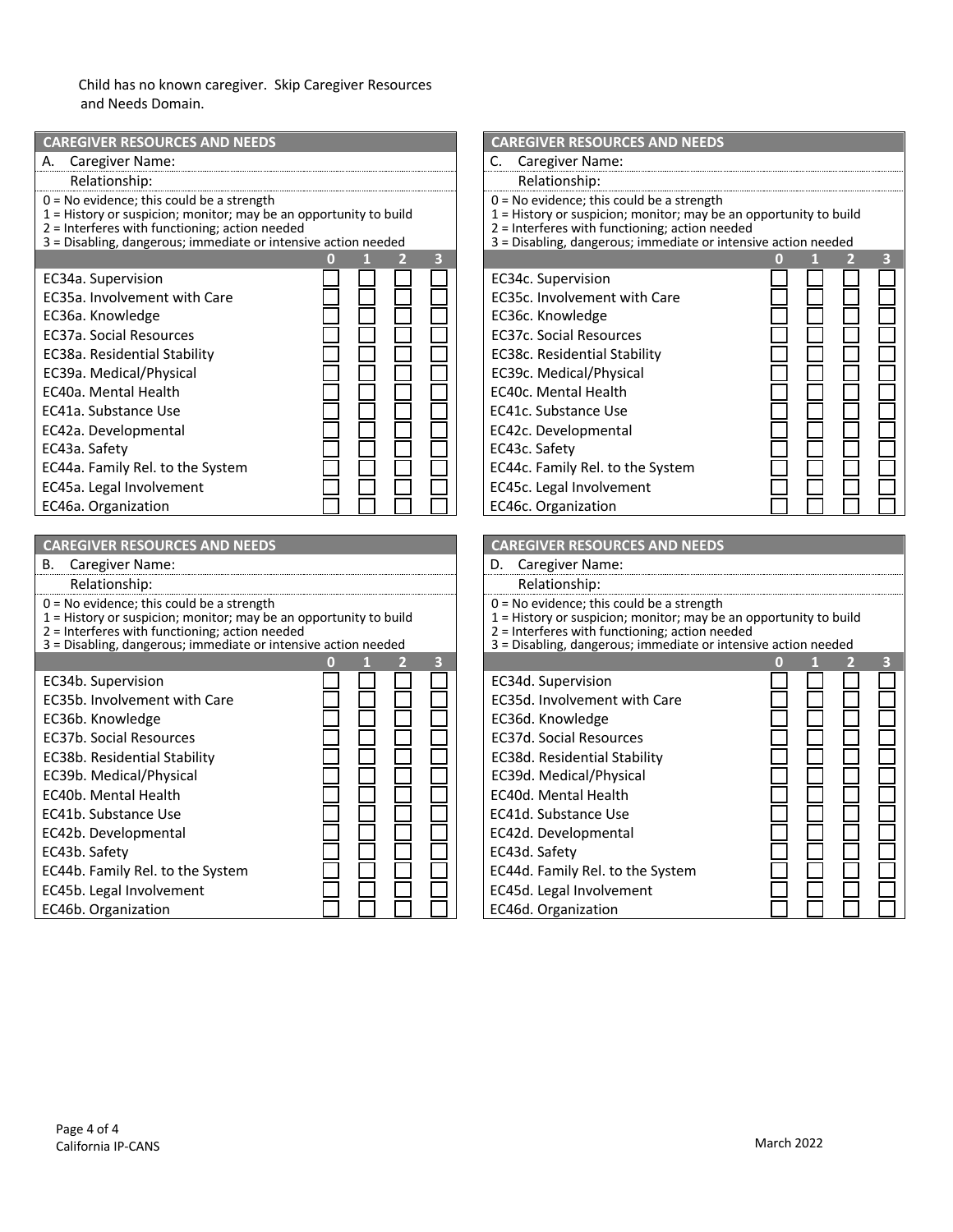Child has no known caregiver. Skip Caregiver Resources and Needs Domain.

## CAREGIVER RESOURCES AND NEEDS

A. Caregiver Name:

Relationship:

0 = No evidence; this could be a strength
1 = History or suspicion; monitor; may be an opportunity to build
2 = Interferes with functioning; action needed
3 = Disabling, dangerous; immediate or intensive action needed

| | 0 | 1 | 2 | 3 |
|---|---|---|---|---|
| EC34a. Supervision | ☐ | ☐ | ☐ | ☐ |
| EC35a. Involvement with Care | ☐ | ☐ | ☐ | ☐ |
| EC36a. Knowledge | ☐ | ☐ | ☐ | ☐ |
| EC37a. Social Resources | ☐ | ☐ | ☐ | ☐ |
| EC38a. Residential Stability | ☐ | ☐ | ☐ | ☐ |
| EC39a. Medical/Physical | ☐ | ☐ | ☐ | ☐ |
| EC40a. Mental Health | ☐ | ☐ | ☐ | ☐ |
| EC41a. Substance Use | ☐ | ☐ | ☐ | ☐ |
| EC42a. Developmental | ☐ | ☐ | ☐ | ☐ |
| EC43a. Safety | ☐ | ☐ | ☐ | ☐ |
| EC44a. Family Rel. to the System | ☐ | ☐ | ☐ | ☐ |
| EC45a. Legal Involvement | ☐ | ☐ | ☐ | ☐ |
| EC46a. Organization | ☐ | ☐ | ☐ | ☐ |

## CAREGIVER RESOURCES AND NEEDS

B. Caregiver Name:

Relationship:

0 = No evidence; this could be a strength
1 = History or suspicion; monitor; may be an opportunity to build
2 = Interferes with functioning; action needed
3 = Disabling, dangerous; immediate or intensive action needed

| | 0 | 1 | 2 | 3 |
|---|---|---|---|---|
| EC34b. Supervision | ☐ | ☐ | ☐ | ☐ |
| EC35b. Involvement with Care | ☐ | ☐ | ☐ | ☐ |
| EC36b. Knowledge | ☐ | ☐ | ☐ | ☐ |
| EC37b. Social Resources | ☐ | ☐ | ☐ | ☐ |
| EC38b. Residential Stability | ☐ | ☐ | ☐ | ☐ |
| EC39b. Medical/Physical | ☐ | ☐ | ☐ | ☐ |
| EC40b. Mental Health | ☐ | ☐ | ☐ | ☐ |
| EC41b. Substance Use | ☐ | ☐ | ☐ | ☐ |
| EC42b. Developmental | ☐ | ☐ | ☐ | ☐ |
| EC43b. Safety | ☐ | ☐ | ☐ | ☐ |
| EC44b. Family Rel. to the System | ☐ | ☐ | ☐ | ☐ |
| EC45b. Legal Involvement | ☐ | ☐ | ☐ | ☐ |
| EC46b. Organization | ☐ | ☐ | ☐ | ☐ |

## CAREGIVER RESOURCES AND NEEDS

C. Caregiver Name:

Relationship:

0 = No evidence; this could be a strength
1 = History or suspicion; monitor; may be an opportunity to build
2 = Interferes with functioning; action needed
3 = Disabling, dangerous; immediate or intensive action needed

| | 0 | 1 | 2 | 3 |
|---|---|---|---|---|
| EC34c. Supervision | ☐ | ☐ | ☐ | ☐ |
| EC35c. Involvement with Care | ☐ | ☐ | ☐ | ☐ |
| EC36c. Knowledge | ☐ | ☐ | ☐ | ☐ |
| EC37c. Social Resources | ☐ | ☐ | ☐ | ☐ |
| EC38c. Residential Stability | ☐ | ☐ | ☐ | ☐ |
| EC39c. Medical/Physical | ☐ | ☐ | ☐ | ☐ |
| EC40c. Mental Health | ☐ | ☐ | ☐ | ☐ |
| EC41c. Substance Use | ☐ | ☐ | ☐ | ☐ |
| EC42c. Developmental | ☐ | ☐ | ☐ | ☐ |
| EC43c. Safety | ☐ | ☐ | ☐ | ☐ |
| EC44c. Family Rel. to the System | ☐ | ☐ | ☐ | ☐ |
| EC45c. Legal Involvement | ☐ | ☐ | ☐ | ☐ |
| EC46c. Organization | ☐ | ☐ | ☐ | ☐ |

## CAREGIVER RESOURCES AND NEEDS

D. Caregiver Name:

Relationship:

0 = No evidence; this could be a strength
1 = History or suspicion; monitor; may be an opportunity to build
2 = Interferes with functioning; action needed
3 = Disabling, dangerous; immediate or intensive action needed

| | 0 | 1 | 2 | 3 |
|---|---|---|---|---|
| EC34d. Supervision | ☐ | ☐ | ☐ | ☐ |
| EC35d. Involvement with Care | ☐ | ☐ | ☐ | ☐ |
| EC36d. Knowledge | ☐ | ☐ | ☐ | ☐ |
| EC37d. Social Resources | ☐ | ☐ | ☐ | ☐ |
| EC38d. Residential Stability | ☐ | ☐ | ☐ | ☐ |
| EC39d. Medical/Physical | ☐ | ☐ | ☐ | ☐ |
| EC40d. Mental Health | ☐ | ☐ | ☐ | ☐ |
| EC41d. Substance Use | ☐ | ☐ | ☐ | ☐ |
| EC42d. Developmental | ☐ | ☐ | ☐ | ☐ |
| EC43d. Safety | ☐ | ☐ | ☐ | ☐ |
| EC44d. Family Rel. to the System | ☐ | ☐ | ☐ | ☐ |
| EC45d. Legal Involvement | ☐ | ☐ | ☐ | ☐ |
| EC46d. Organization | ☐ | ☐ | ☐ | ☐ |